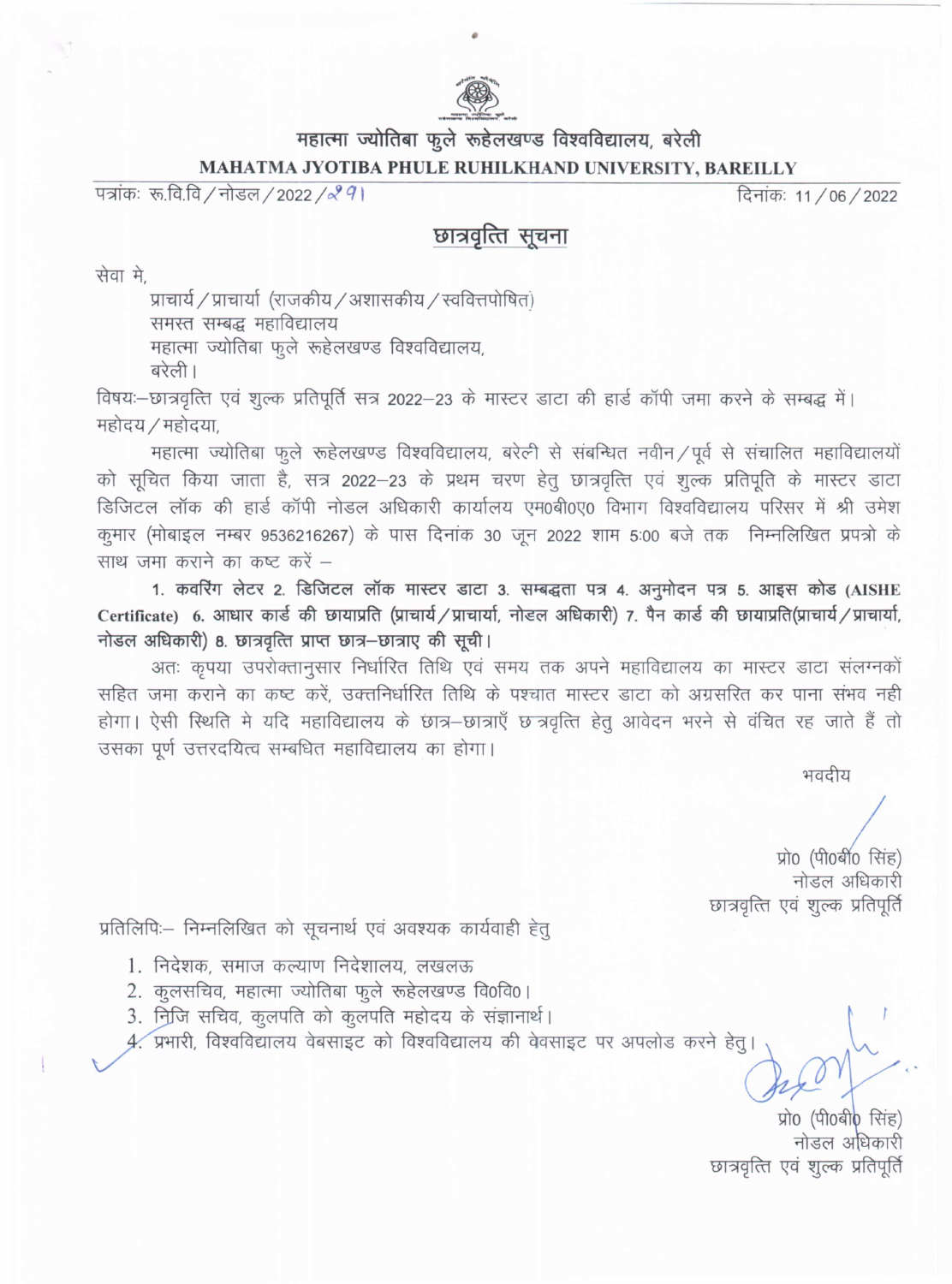**महात्मा ज्योतिबा फुले रूहेलखण्ड विश्वविद्यालय, बरेली**

**MAHATMA JYOTIBA PHULE RUHILKHAND UNIVERSITY, BAREILLY**

पत्रांकः रू.वि.वि / नोडल / 2022 / 291 | दिनांकः 11 / 06 / 2022

## छात्रवृत्ति सूचना

सेवा मे,

प्राचार्य / प्राचार्या (राजकीय / अशासकीय / स्ववित्तपोषित)
समस्त सम्बद्ध महाविद्यालय
महात्मा ज्योतिबा फुले रूहेलखण्ड विश्वविद्यालय,
बरेली।

विषयः—छात्रवृत्ति एवं शुल्क प्रतिपूर्ति सत्र 2022–23 के मास्टर डाटा की हार्ड कॉपी जमा करने के सम्बद्ध में।

महोदय / महोदया,

महात्मा ज्योतिबा फुले रूहेलखण्ड विश्वविद्यालय, बरेली से संबन्धित नवीन / पूर्व से संचालित महाविद्यालयों को सूचित किया जाता है, सत्र 2022–23 के प्रथम चरण हेतु छात्रवृत्ति एवं शुल्क प्रतिपूर्ति के मास्टर डाटा डिजिटल लॉक की हार्ड कॉपी नोडल अधिकारी कार्यालय एम0बी0ए0 विभाग विश्वविद्यालय परिसर में श्री उमेश कुमार (मोबाइल नम्बर 9536216267) के पास दिनांक 30 जून 2022 शाम 5:00 बजे तक निम्नलिखित प्रपत्रो के साथ जमा कराने का कष्ट करें –

**1. कवरिंग लेटर 2. डिजिटल लॉक मास्टर डाटा 3. सम्बद्धता पत्र 4. अनुमोदन पत्र 5. आइस कोड (AISHE Certificate) 6. आधार कार्ड की छायाप्रति (प्राचार्य / प्राचार्या, नोडल अधिकारी) 7. पैन कार्ड की छायाप्रति(प्राचार्य / प्राचार्या, नोडल अधिकारी) 8. छात्रवृत्ति प्राप्त छात्र–छात्राए की सूची।**

अतः कृपया उपरोक्तानुसार निर्धारित तिथि एवं समय तक अपने महाविद्यालय का मास्टर डाटा संलग्नकों सहित जमा कराने का कष्ट करें, उक्तनिर्धारित तिथि के पश्चात मास्टर डाटा को अग्रसरित कर पाना संभव नही होगा। ऐसी स्थिति मे यदि महाविद्यालय के छात्र–छात्राएँ छात्रवृत्ति हेतु आवेदन भरने से वंचित रह जाते हैं तो उसका पूर्ण उत्तरदयित्व सम्बधित महाविद्यालय का होगा।

भवदीय

प्रो0 (पी0बी0 सिंह)
नोडल अधिकारी
छात्रवृत्ति एवं शुल्क प्रतिपूर्ति

प्रतिलिपिः— निम्नलिखित को सूचनार्थ एवं अवश्यक कार्यवाही हेतु

1. निदेशक, समाज कल्याण निदेशालय, लखलऊ
2. कुलसचिव, महात्मा ज्योतिबा फुले रूहेलखण्ड वि0वि0।
3. निजि सचिव, कुलपति को कुलपति महोदय के संज्ञानार्थ।
4. प्रभारी, विश्वविद्यालय वेबसाइट को विश्वविद्यालय की वेबसाइट पर अपलोड करने हेतु।

प्रो0 (पी0बी0 सिंह)
नोडल अधिकारी
छात्रवृत्ति एवं शुल्क प्रतिपूर्ति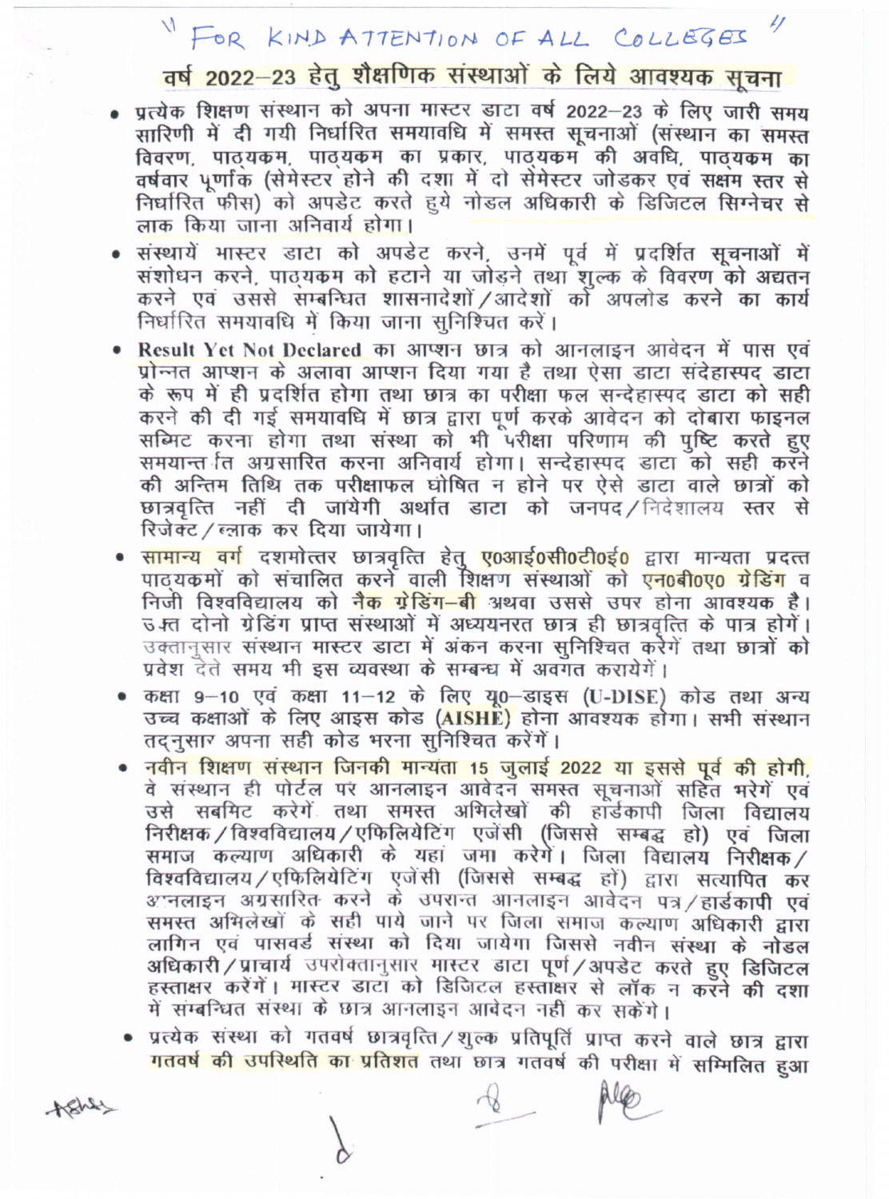"FOR KIND ATTENTION OF ALL COLLEGES"

## वर्ष 2022–23 हेतु शैक्षणिक संस्थाओं के लिये आवश्यक सूचना

- प्रत्येक शिक्षण संस्थान को अपना मास्टर डाटा वर्ष 2022–23 के लिए जारी समय सारिणी में दी गयी निर्धारित समयावधि में समस्त सूचनाओं (संस्थान का समस्त विवरण, पाठ्यक्रम, पाठ्यक्रम का प्रकार, पाठ्यक्रम की अवधि, पाठ्यक्रम का वर्षवार पूर्णांक (सेमेस्टर होने की दशा में दो सेमेस्टर जोडकर एवं सक्षम स्तर से निर्धारित फीस) को अपडेट करते हुये नोडल अधिकारी के डिजिटल सिग्नेचर से लाक किया जाना अनिवार्य होगा।
- संस्थायें मास्टर डाटा को अपडेट करने, उनमें पूर्व में प्रदर्शित सूचनाओं में संशोधन करने, पाठ्यक्रम को हटाने या जोड़ने तथा शुल्क के विवरण को अद्यतन करने एवं उससे सम्बन्धित शासनादेशों/आदेशों को अपलोड करने का कार्य निर्धारित समयावधि में किया जाना सुनिश्चित करें।
- **Result Yet Not Declared** का आप्शन छात्र को आनलाइन आवेदन में पास एवं प्रोन्नत आप्शन के अलावा आप्शन दिया गया है तथा ऐसा डाटा संदेहास्पद डाटा के रूप में ही प्रदर्शित होगा तथा छात्र का परीक्षा फल सन्देहास्पद डाटा को सही करने की दी गई समयावधि में छात्र द्वारा पूर्ण करके आवेदन को दोबारा फाइनल सब्मिट करना होगा तथा संस्था को भी परीक्षा परिणाम की पुष्टि करते हुए समयान्तर्गत अग्रसारित करना अनिवार्य होगा। सन्देहास्पद डाटा को सही करने की अन्तिम तिथि तक परीक्षाफल घोषित न होने पर ऐसे डाटा वाले छात्रों को छात्रवृत्ति नहीं दी जायेगी अर्थात डाटा को जनपद/निदेशालय स्तर से रिजेक्ट/ब्लाक कर दिया जायेगा।
- सामान्य वर्ग दशमोत्तर छात्रवृत्ति हेतु ए0आई0सी0टी0ई0 द्वारा मान्यता प्रदत्त पाठ्यक्रमों को संचालित करने वाली शिक्षण संस्थाओं को एन0बी0ए0 ग्रेडिंग व निजी विश्वविद्यालय को नैक ग्रेडिंग–बी अथवा उससे उपर होना आवश्यक है। उक्त दोनो ग्रेडिंग प्राप्त संस्थाओं में अध्ययनरत छात्र ही छात्रवृत्ति के पात्र होगें। उक्तानुसार संस्थान मास्टर डाटा में अंकन करना सुनिश्चित करेगें तथा छात्रों को प्रवेश देते समय भी इस व्यवस्था के सम्बन्ध में अवगत करायेगें।
- कक्षा 9–10 एवं कक्षा 11–12 के लिए यू0–डाइस (U-DISE) कोड तथा अन्य उच्च कक्षाओं के लिए आइस कोड (AISHE) होना आवश्यक होगा। सभी संस्थान तद्नुसार अपना सही कोड भरना सुनिश्चित करेगें।
- नवीन शिक्षण संस्थान जिनकी मान्यता 15 जुलाई 2022 या इससे पूर्व की होगी, वे संस्थान ही पोर्टल पर आनलाइन आवेदन समस्त सूचनाओं सहित भरेगें एवं उसे सबमिट करेगें तथा समस्त अभिलेखों की हार्डकापी जिला विद्यालय निरीक्षक/विश्वविद्यालय/एफिलियेटिंग एजेंसी (जिससे सम्बद्ध हो) एवं जिला समाज कल्याण अधिकारी के यहां जमा करेगें। जिला विद्यालय निरीक्षक/विश्वविद्यालय/एफिलियेटिंग एजेंसी (जिससे सम्बद्ध हों) द्वारा सत्यापित कर आनलाइन अग्रसारित करने के उपरान्त आनलाइन आवेदन पत्र/हार्डकापी एवं समस्त अभिलेखों के सही पाये जाने पर जिला समाज कल्याण अधिकारी द्वारा लागिन एवं पासवर्ड संस्था को दिया जायेगा जिससे नवीन संस्था के नोडल अधिकारी/प्राचार्य उपरोक्तानुसार मास्टर डाटा पूर्ण/अपडेट करते हुए डिजिटल हस्ताक्षर करेगें। मास्टर डाटा को डिजिटल हस्ताक्षर से लॉक न करने की दशा में सम्बन्धित संस्था के छात्र आनलाइन आवेदन नहीं कर सकेंगे।
- प्रत्येक संस्था को गतवर्ष छात्रवृत्ति/शुल्क प्रतिपूर्ति प्राप्त करने वाले छात्र द्वारा गतवर्ष की उपस्थिति का प्रतिशत तथा छात्र गतवर्ष की परीक्षा में सम्मिलित हुआ